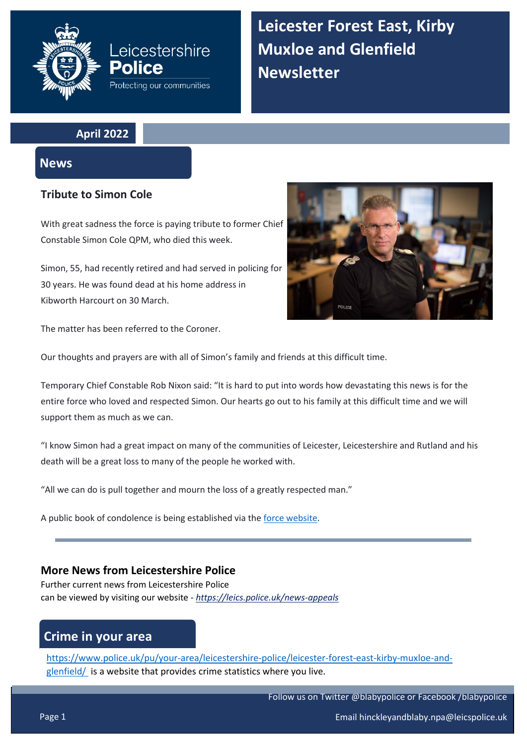# Leicester Forest East, Kirby Muxloe and Glenfield Newsletter

Leicestershire Police
Protecting our communities

**April 2022**

## News

### Tribute to Simon Cole

With great sadness the force is paying tribute to former Chief Constable Simon Cole QPM, who died this week.

Simon, 55, had recently retired and had served in policing for 30 years. He was found dead at his home address in Kibworth Harcourt on 30 March.

The matter has been referred to the Coroner.

Our thoughts and prayers are with all of Simon's family and friends at this difficult time.

Temporary Chief Constable Rob Nixon said: "It is hard to put into words how devastating this news is for the entire force who loved and respected Simon. Our hearts go out to his family at this difficult time and we will support them as much as we can.

"I know Simon had a great impact on many of the communities of Leicester, Leicestershire and Rutland and his death will be a great loss to many of the people he worked with.

"All we can do is pull together and mourn the loss of a greatly respected man."

A public book of condolence is being established via the force website.

### More News from Leicestershire Police

Further current news from Leicestershire Police can be viewed by visiting our website - *https://leics.police.uk/news-appeals*

## Crime in your area

https://www.police.uk/pu/your-area/leicestershire-police/leicester-forest-east-kirby-muxloe-and-glenfield/ is a website that provides crime statistics where you live.

Follow us on Twitter @blabypolice or Facebook /blabypolice

Email hinckleyandblaby.npa@leicspolice.uk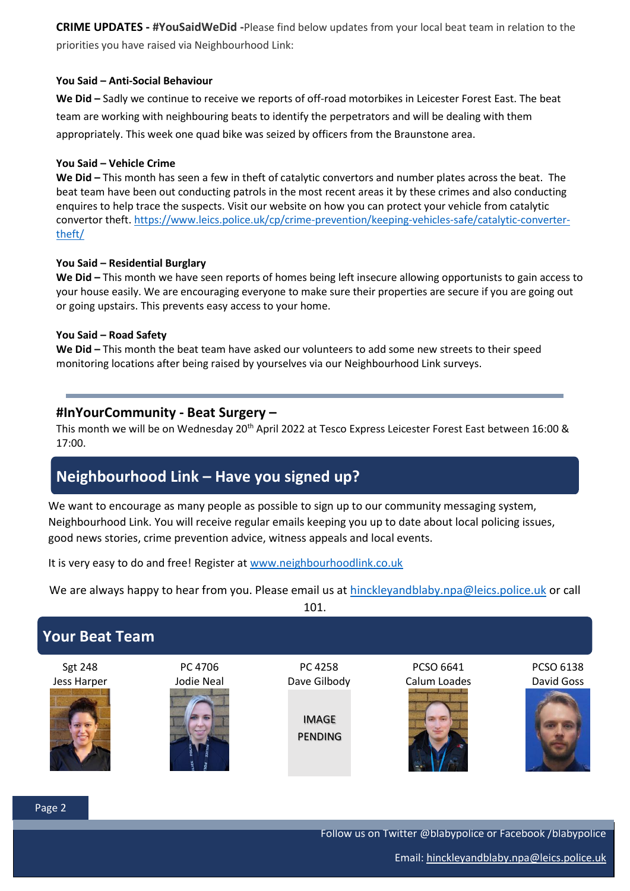**CRIME UPDATES - #YouSaidWeDid -**Please find below updates from your local beat team in relation to the priorities you have raised via Neighbourhood Link:

**You Said – Anti-Social Behaviour**

**We Did –** Sadly we continue to receive we reports of off-road motorbikes in Leicester Forest East. The beat team are working with neighbouring beats to identify the perpetrators and will be dealing with them appropriately. This week one quad bike was seized by officers from the Braunstone area.

**You Said – Vehicle Crime**

**We Did –** This month has seen a few in theft of catalytic convertors and number plates across the beat. The beat team have been out conducting patrols in the most recent areas it by these crimes and also conducting enquires to help trace the suspects. Visit our website on how you can protect your vehicle from catalytic convertor theft. https://www.leics.police.uk/cp/crime-prevention/keeping-vehicles-safe/catalytic-converter-theft/

**You Said – Residential Burglary**

**We Did –** This month we have seen reports of homes being left insecure allowing opportunists to gain access to your house easily. We are encouraging everyone to make sure their properties are secure if you are going out or going upstairs. This prevents easy access to your home.

**You Said – Road Safety**

**We Did –** This month the beat team have asked our volunteers to add some new streets to their speed monitoring locations after being raised by yourselves via our Neighbourhood Link surveys.

---

## #InYourCommunity - Beat Surgery –

This month we will be on Wednesday 20th April 2022 at Tesco Express Leicester Forest East between 16:00 & 17:00.

## Neighbourhood Link – Have you signed up?

We want to encourage as many people as possible to sign up to our community messaging system, Neighbourhood Link. You will receive regular emails keeping you up to date about local policing issues, good news stories, crime prevention advice, witness appeals and local events.

It is very easy to do and free! Register at www.neighbourhoodlink.co.uk

We are always happy to hear from you. Please email us at hinckleyandblaby.npa@leics.police.uk or call 101.

## Your Beat Team

| Sgt 248 | PC 4706 | PC 4258 | PCSO 6641 | PCSO 6138 |
|---|---|---|---|---|
| Jess Harper | Jodie Neal | Dave Gilbody | Calum Loades | David Goss |
| | | IMAGE PENDING | | |

Follow us on Twitter @blabypolice or Facebook /blabypolice

Email: hinckleyandblaby.npa@leics.police.uk